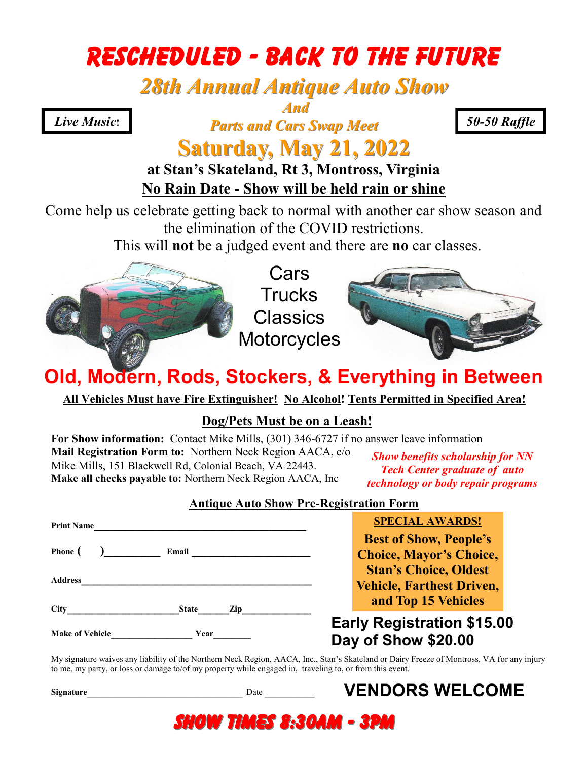# RESCHEDULED - BACK TO THE FUTURE

## *28th Annual Antique Auto Show*

***And***

***Parts and Cars Swap Meet***

*Live Music!*

*50-50 Raffle*

## Saturday, May 21, 2022

**at Stan's Skateland, Rt 3, Montross, Virginia**

**No Rain Date - Show will be held rain or shine**

Come help us celebrate getting back to normal with another car show season and the elimination of the COVID restrictions.

This will **not** be a judged event and there are **no** car classes.

Cars
Trucks
Classics
Motorcycles

## Old, Modern, Rods, Stockers, & Everything in Between

**All Vehicles Must have Fire Extinguisher! No Alcohol! Tents Permitted in Specified Area!**

**Dog/Pets Must be on a Leash!**

**For Show information:** Contact Mike Mills, (301) 346-6727 if no answer leave information
**Mail Registration Form to:** Northern Neck Region AACA, c/o Mike Mills, 151 Blackwell Rd, Colonial Beach, VA 22443.
**Make all checks payable to:** Northern Neck Region AACA, Inc

*Show benefits scholarship for NN Tech Center graduate of auto technology or body repair programs*

### Antique Auto Show Pre-Registration Form

**Print Name**_________________________________________

**Phone** ( )__________ **Email** ______________________

**Address**____________________________________________

**City**______________________ **State**______ **Zip**_____________

**Make of Vehicle**________________ **Year**________

**SPECIAL AWARDS!**

**Best of Show, People's Choice, Mayor's Choice, Stan's Choice, Oldest Vehicle, Farthest Driven, and Top 15 Vehicles**

**Early Registration $15.00**
**Day of Show $20.00**

My signature waives any liability of the Northern Neck Region, AACA, Inc., Stan's Skateland or Dairy Freeze of Montross, VA for any injury to me, my party, or loss or damage to/of my property while engaged in, traveling to, or from this event.

**Signature**________________________________ Date __________

**VENDORS WELCOME**

## SHOW TIMES 8:30AM - 3PM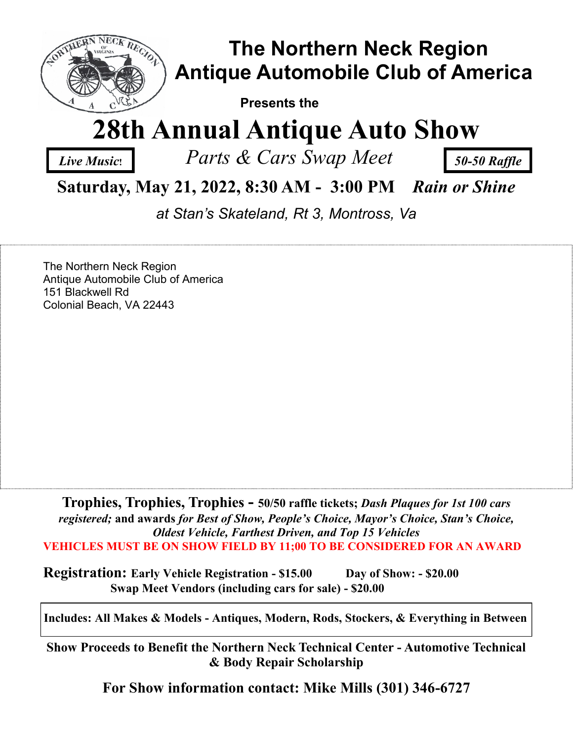# The Northern Neck Region Antique Automobile Club of America

**Presents the**

# 28th Annual Antique Auto Show

***Live Music!*** *Parts & Cars Swap Meet* ***50-50 Raffle***

**Saturday, May 21, 2022, 8:30 AM - 3:00 PM** ***Rain or Shine***

*at Stan's Skateland, Rt 3, Montross, Va*

The Northern Neck Region
Antique Automobile Club of America
151 Blackwell Rd
Colonial Beach, VA 22443

**Trophies, Trophies, Trophies - 50/50 raffle tickets;** ***Dash Plaques for 1st 100 cars registered;*** **and awards** ***for Best of Show, People's Choice, Mayor's Choice, Stan's Choice, Oldest Vehicle, Farthest Driven, and Top 15 Vehicles***

**VEHICLES MUST BE ON SHOW FIELD BY 11;00 TO BE CONSIDERED FOR AN AWARD**

**Registration: Early Vehicle Registration - $15.00 Day of Show: - $20.00**
**Swap Meet Vendors (including cars for sale) - $20.00**

**Includes: All Makes & Models - Antiques, Modern, Rods, Stockers, & Everything in Between**

**Show Proceeds to Benefit the Northern Neck Technical Center - Automotive Technical & Body Repair Scholarship**

**For Show information contact: Mike Mills (301) 346-6727**